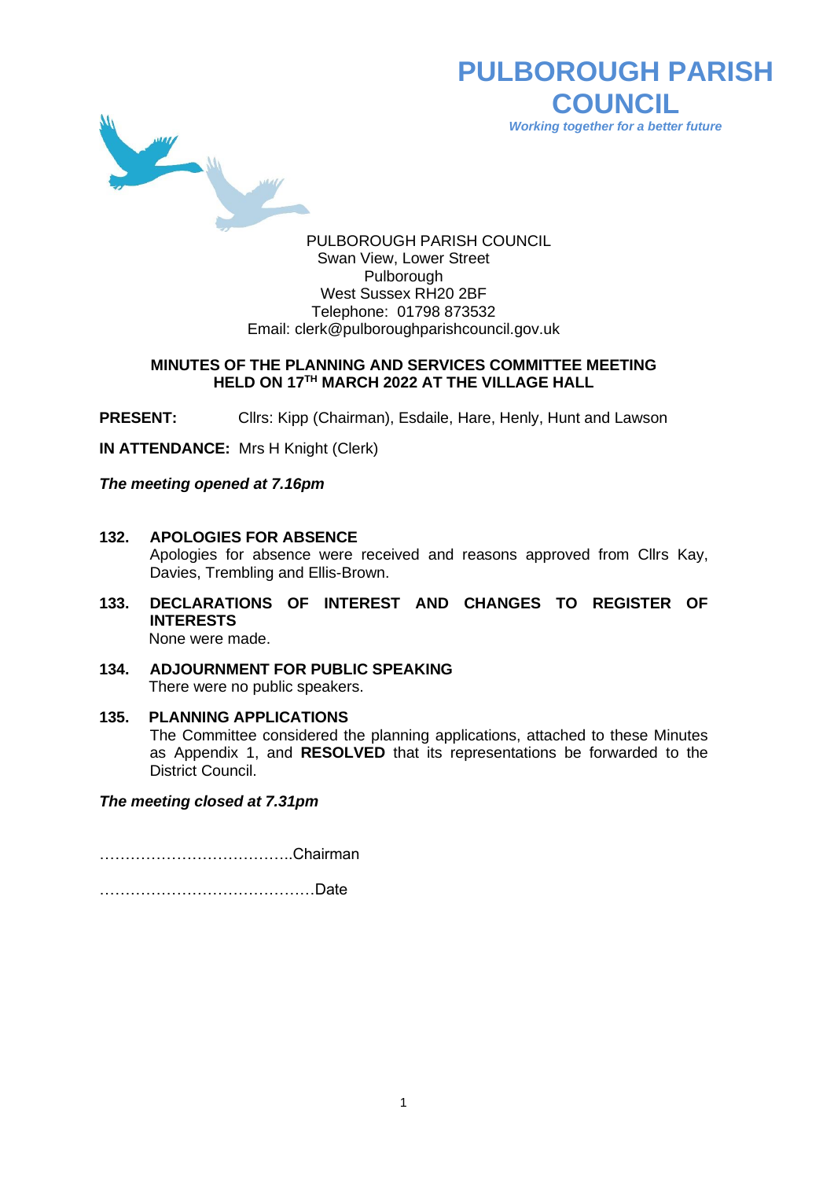# PULBOROUGH PARISH COUNCIL

*Working together for a better future*

PULBOROUGH PARISH COUNCIL
Swan View, Lower Street
Pulborough
West Sussex RH20 2BF
Telephone: 01798 873532
Email: clerk@pulboroughparishcouncil.gov.uk

## MINUTES OF THE PLANNING AND SERVICES COMMITTEE MEETING HELD ON 17TH MARCH 2022 AT THE VILLAGE HALL

**PRESENT:** Cllrs: Kipp (Chairman), Esdaile, Hare, Henly, Hunt and Lawson

**IN ATTENDANCE:** Mrs H Knight (Clerk)

***The meeting opened at 7.16pm***

**132. APOLOGIES FOR ABSENCE**
Apologies for absence were received and reasons approved from Cllrs Kay, Davies, Trembling and Ellis-Brown.

**133. DECLARATIONS OF INTEREST AND CHANGES TO REGISTER OF INTERESTS**
None were made.

**134. ADJOURNMENT FOR PUBLIC SPEAKING**
There were no public speakers.

**135. PLANNING APPLICATIONS**
The Committee considered the planning applications, attached to these Minutes as Appendix 1, and **RESOLVED** that its representations be forwarded to the District Council.

***The meeting closed at 7.31pm***

………………………………..Chairman

……………………………………Date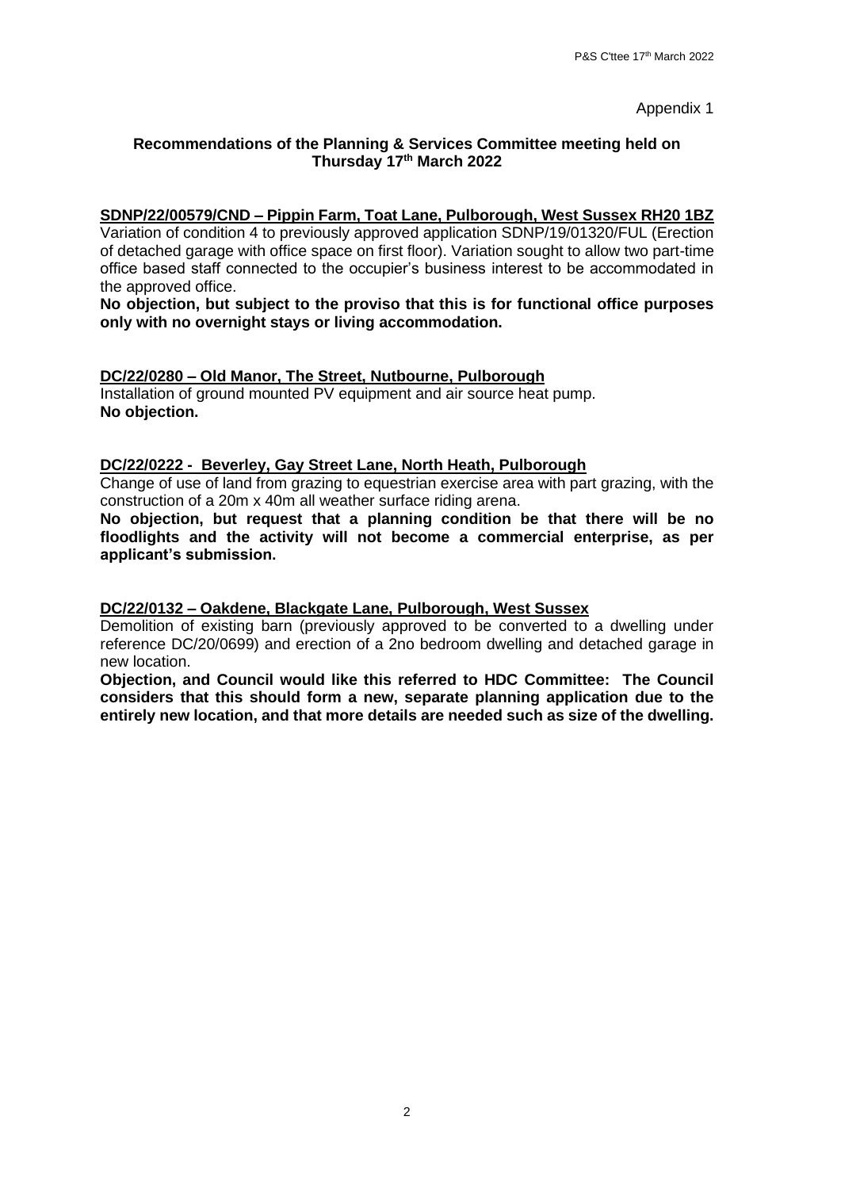Appendix 1

**Recommendations of the Planning & Services Committee meeting held on Thursday 17th March 2022**

**SDNP/22/00579/CND – Pippin Farm, Toat Lane, Pulborough, West Sussex RH20 1BZ**

Variation of condition 4 to previously approved application SDNP/19/01320/FUL (Erection of detached garage with office space on first floor). Variation sought to allow two part-time office based staff connected to the occupier's business interest to be accommodated in the approved office.

**No objection, but subject to the proviso that this is for functional office purposes only with no overnight stays or living accommodation.**

**DC/22/0280 – Old Manor, The Street, Nutbourne, Pulborough**

Installation of ground mounted PV equipment and air source heat pump.

**No objection.**

**DC/22/0222 - Beverley, Gay Street Lane, North Heath, Pulborough**

Change of use of land from grazing to equestrian exercise area with part grazing, with the construction of a 20m x 40m all weather surface riding arena.

**No objection, but request that a planning condition be that there will be no floodlights and the activity will not become a commercial enterprise, as per applicant's submission.**

**DC/22/0132 – Oakdene, Blackgate Lane, Pulborough, West Sussex**

Demolition of existing barn (previously approved to be converted to a dwelling under reference DC/20/0699) and erection of a 2no bedroom dwelling and detached garage in new location.

**Objection, and Council would like this referred to HDC Committee: The Council considers that this should form a new, separate planning application due to the entirely new location, and that more details are needed such as size of the dwelling.**